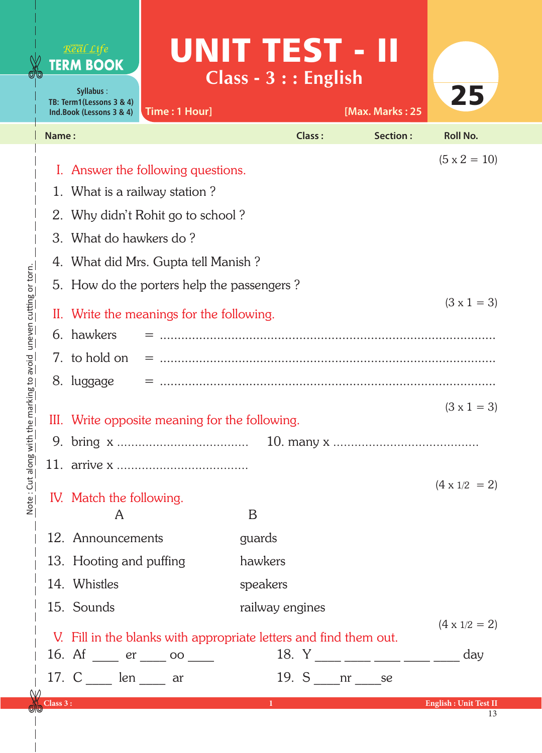Real Life

**TERM BOOK**

Syllabus :
TB: Term1(Lessons 3 & 4)
Ind.Book (Lessons 3 & 4)

# UNIT TEST - II

## Class - 3 : : English

**25**

Time : 1 Hour] [Max. Marks : 25

Name : Class : Section : Roll No.

Note : Cut along with the marking to avoid uneven cutting or torn.

### I. Answer the following questions. (5 x 2 = 10)

1. What is a railway station ?
2. Why didn't Rohit go to school ?
3. What do hawkers do ?
4. What did Mrs. Gupta tell Manish ?
5. How do the porters help the passengers ?

### II. Write the meanings for the following. (3 x 1 = 3)

6. hawkers = ..................................................................................
7. to hold on = ..................................................................................
8. luggage = ..................................................................................

### III. Write opposite meaning for the following. (3 x 1 = 3)

9. bring x ......................................  10. many x ........................................

11. arrive x ......................................

### IV. Match the following. (4 x 1/2 = 2)

| | A | B |
|---|---|---|
| 12. | Announcements | guards |
| 13. | Hooting and puffing | hawkers |
| 14. | Whistles | speakers |
| 15. | Sounds | railway engines |

### V. Fill in the blanks with appropriate letters and find them out. (4 x 1/2 = 2)

16. Af ____ er ____ oo ____  18. Y ____ ____ ____ ____ ____ day

17. C ____ len ____ ar  19. S ____nr ____se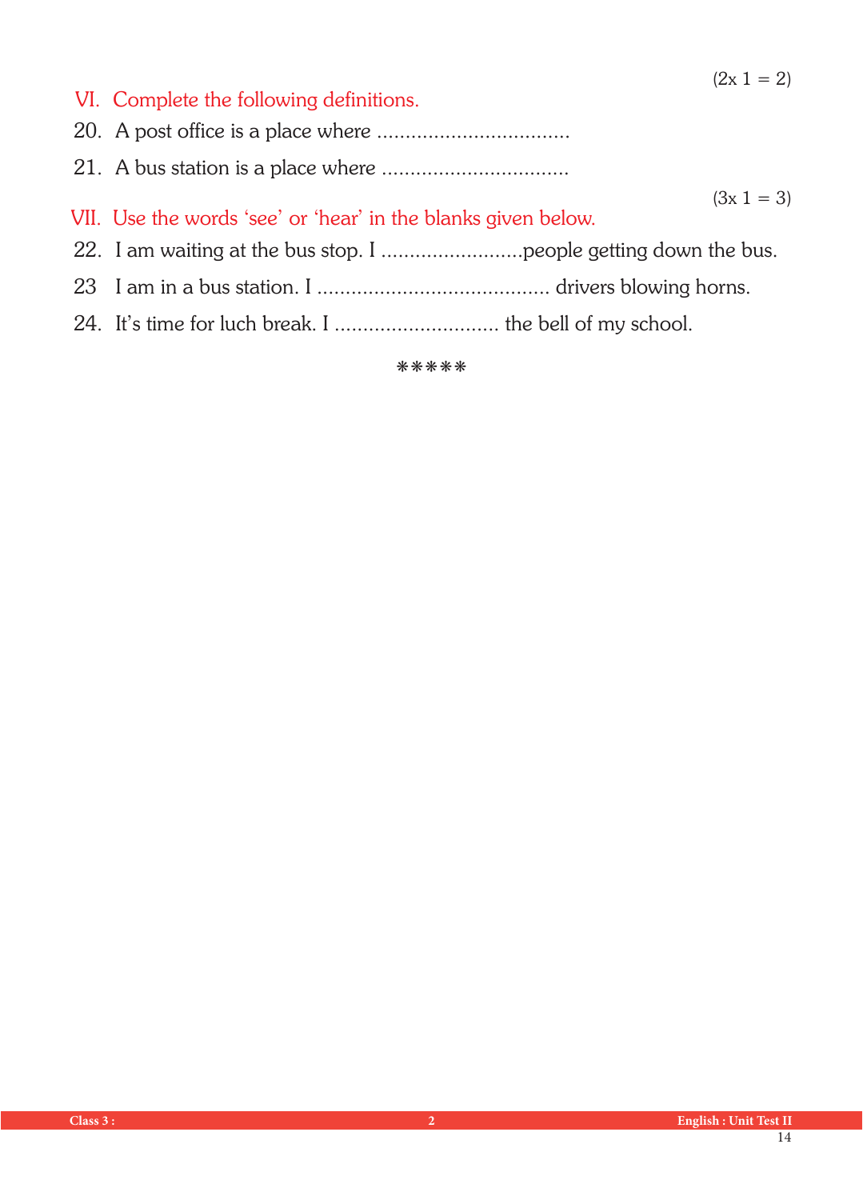(2x 1 = 2)

## VI. Complete the following definitions.

20. A post office is a place where ..................................

21. A bus station is a place where .................................

(3x 1 = 3)

## VII. Use the words 'see' or 'hear' in the blanks given below.

22. I am waiting at the bus stop. I .........................people getting down the bus.

23 I am in a bus station. I ......................................... drivers blowing horns.

24. It's time for luch break. I ............................. the bell of my school.

*****